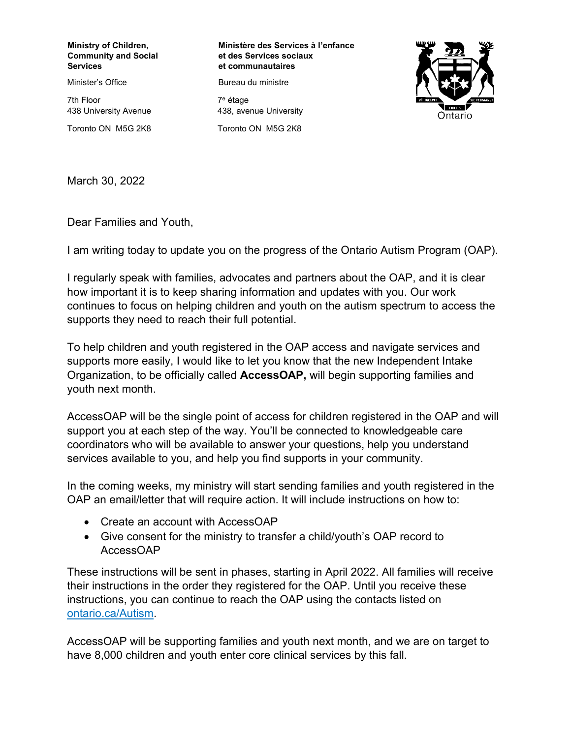**Ministry of Children, Community and Social Services**

Minister's Office

7th Floor
438 University Avenue

Toronto ON  M5G 2K8

**Ministère des Services à l'enfance et des Services sociaux et communautaires**

Bureau du ministre

7e étage
438, avenue University

Toronto ON  M5G 2K8

March 30, 2022

Dear Families and Youth,

I am writing today to update you on the progress of the Ontario Autism Program (OAP).

I regularly speak with families, advocates and partners about the OAP, and it is clear how important it is to keep sharing information and updates with you. Our work continues to focus on helping children and youth on the autism spectrum to access the supports they need to reach their full potential.

To help children and youth registered in the OAP access and navigate services and supports more easily, I would like to let you know that the new Independent Intake Organization, to be officially called **AccessOAP,** will begin supporting families and youth next month.

AccessOAP will be the single point of access for children registered in the OAP and will support you at each step of the way. You'll be connected to knowledgeable care coordinators who will be available to answer your questions, help you understand services available to you, and help you find supports in your community.

In the coming weeks, my ministry will start sending families and youth registered in the OAP an email/letter that will require action. It will include instructions on how to:

- Create an account with AccessOAP
- Give consent for the ministry to transfer a child/youth's OAP record to AccessOAP

These instructions will be sent in phases, starting in April 2022. All families will receive their instructions in the order they registered for the OAP. Until you receive these instructions, you can continue to reach the OAP using the contacts listed on [ontario.ca/Autism](ontario.ca/Autism).

AccessOAP will be supporting families and youth next month, and we are on target to have 8,000 children and youth enter core clinical services by this fall.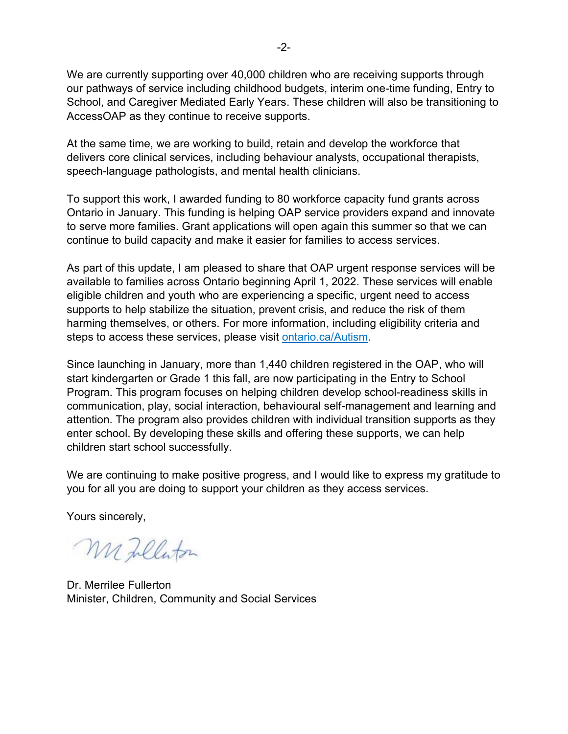We are currently supporting over 40,000 children who are receiving supports through our pathways of service including childhood budgets, interim one-time funding, Entry to School, and Caregiver Mediated Early Years. These children will also be transitioning to AccessOAP as they continue to receive supports.

At the same time, we are working to build, retain and develop the workforce that delivers core clinical services, including behaviour analysts, occupational therapists, speech-language pathologists, and mental health clinicians.

To support this work, I awarded funding to 80 workforce capacity fund grants across Ontario in January. This funding is helping OAP service providers expand and innovate to serve more families. Grant applications will open again this summer so that we can continue to build capacity and make it easier for families to access services.

As part of this update, I am pleased to share that OAP urgent response services will be available to families across Ontario beginning April 1, 2022. These services will enable eligible children and youth who are experiencing a specific, urgent need to access supports to help stabilize the situation, prevent crisis, and reduce the risk of them harming themselves, or others. For more information, including eligibility criteria and steps to access these services, please visit [ontario.ca/Autism](ontario.ca/Autism).

Since launching in January, more than 1,440 children registered in the OAP, who will start kindergarten or Grade 1 this fall, are now participating in the Entry to School Program. This program focuses on helping children develop school-readiness skills in communication, play, social interaction, behavioural self-management and learning and attention. The program also provides children with individual transition supports as they enter school. By developing these skills and offering these supports, we can help children start school successfully.

We are continuing to make positive progress, and I would like to express my gratitude to you for all you are doing to support your children as they access services.

Yours sincerely,

Dr. Merrilee Fullerton
Minister, Children, Community and Social Services